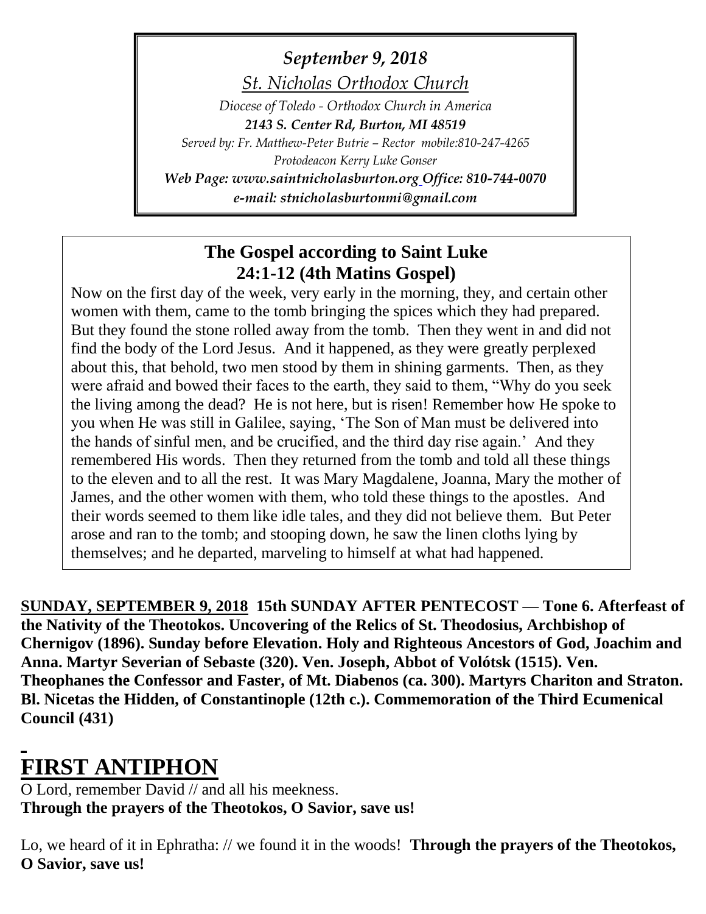*September 9, 2018*

*St. Nicholas Orthodox Church*

*Diocese of Toledo - Orthodox Church in America*

***2143 S. Center Rd, Burton, MI 48519***

*Served by: Fr. Matthew-Peter Butrie – Rector mobile:810-247-4265*

*Protodeacon Kerry Luke Gonser*

***Web Page: www.saintnicholasburton.org Office: 810-744-0070***

***e-mail: stnicholasburtonmi@gmail.com***

**The Gospel according to Saint Luke**
**24:1-12 (4th Matins Gospel)**

Now on the first day of the week, very early in the morning, they, and certain other women with them, came to the tomb bringing the spices which they had prepared. But they found the stone rolled away from the tomb. Then they went in and did not find the body of the Lord Jesus. And it happened, as they were greatly perplexed about this, that behold, two men stood by them in shining garments. Then, as they were afraid and bowed their faces to the earth, they said to them, "Why do you seek the living among the dead? He is not here, but is risen! Remember how He spoke to you when He was still in Galilee, saying, 'The Son of Man must be delivered into the hands of sinful men, and be crucified, and the third day rise again.' And they remembered His words. Then they returned from the tomb and told all these things to the eleven and to all the rest. It was Mary Magdalene, Joanna, Mary the mother of James, and the other women with them, who told these things to the apostles. And their words seemed to them like idle tales, and they did not believe them. But Peter arose and ran to the tomb; and stooping down, he saw the linen cloths lying by themselves; and he departed, marveling to himself at what had happened.

**SUNDAY, SEPTEMBER 9, 2018 15th SUNDAY AFTER PENTECOST — Tone 6. Afterfeast of the Nativity of the Theotokos. Uncovering of the Relics of St. Theodosius, Archbishop of Chernigov (1896). Sunday before Elevation. Holy and Righteous Ancestors of God, Joachim and Anna. Martyr Severian of Sebaste (320). Ven. Joseph, Abbot of Volótsk (1515). Ven. Theophanes the Confessor and Faster, of Mt. Diabenos (ca. 300). Martyrs Chariton and Straton. Bl. Nicetas the Hidden, of Constantinople (12th c.). Commemoration of the Third Ecumenical Council (431)**

# FIRST ANTIPHON

O Lord, remember David // and all his meekness.
**Through the prayers of the Theotokos, O Savior, save us!**

Lo, we heard of it in Ephratha: // we found it in the woods! **Through the prayers of the Theotokos, O Savior, save us!**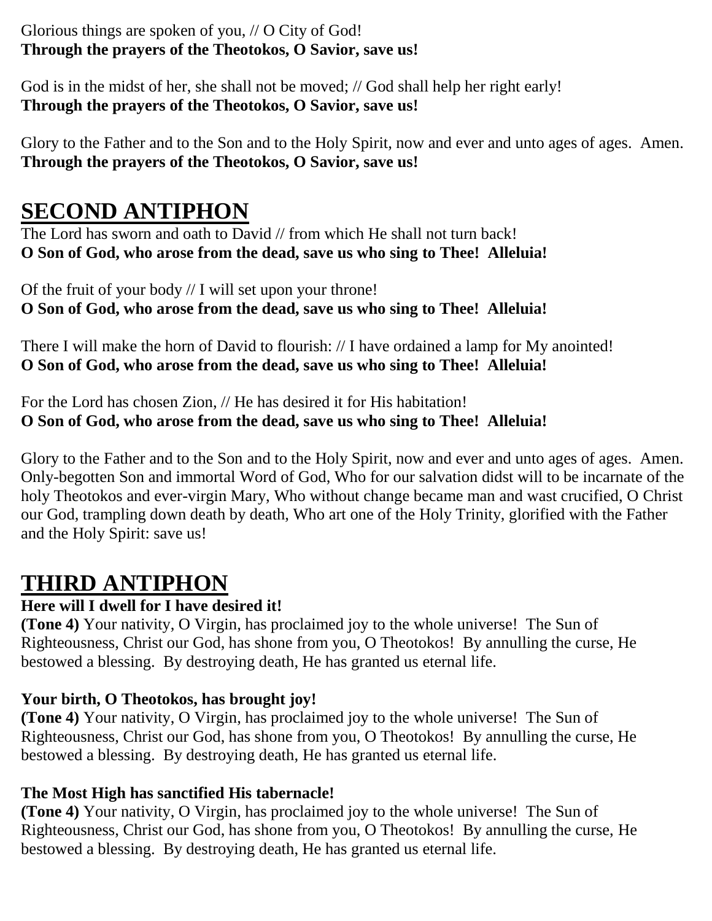Glorious things are spoken of you, // O City of God!
**Through the prayers of the Theotokos, O Savior, save us!**

God is in the midst of her, she shall not be moved; // God shall help her right early!
**Through the prayers of the Theotokos, O Savior, save us!**

Glory to the Father and to the Son and to the Holy Spirit, now and ever and unto ages of ages. Amen.
**Through the prayers of the Theotokos, O Savior, save us!**

# SECOND ANTIPHON

The Lord has sworn and oath to David // from which He shall not turn back!
**O Son of God, who arose from the dead, save us who sing to Thee! Alleluia!**

Of the fruit of your body // I will set upon your throne!
**O Son of God, who arose from the dead, save us who sing to Thee! Alleluia!**

There I will make the horn of David to flourish: // I have ordained a lamp for My anointed!
**O Son of God, who arose from the dead, save us who sing to Thee! Alleluia!**

For the Lord has chosen Zion, // He has desired it for His habitation!
**O Son of God, who arose from the dead, save us who sing to Thee! Alleluia!**

Glory to the Father and to the Son and to the Holy Spirit, now and ever and unto ages of ages. Amen.
Only-begotten Son and immortal Word of God, Who for our salvation didst will to be incarnate of the holy Theotokos and ever-virgin Mary, Who without change became man and wast crucified, O Christ our God, trampling down death by death, Who art one of the Holy Trinity, glorified with the Father and the Holy Spirit: save us!

# THIRD ANTIPHON

**Here will I dwell for I have desired it!**
**(Tone 4)** Your nativity, O Virgin, has proclaimed joy to the whole universe! The Sun of Righteousness, Christ our God, has shone from you, O Theotokos! By annulling the curse, He bestowed a blessing. By destroying death, He has granted us eternal life.

**Your birth, O Theotokos, has brought joy!**
**(Tone 4)** Your nativity, O Virgin, has proclaimed joy to the whole universe! The Sun of Righteousness, Christ our God, has shone from you, O Theotokos! By annulling the curse, He bestowed a blessing. By destroying death, He has granted us eternal life.

**The Most High has sanctified His tabernacle!**
**(Tone 4)** Your nativity, O Virgin, has proclaimed joy to the whole universe! The Sun of Righteousness, Christ our God, has shone from you, O Theotokos! By annulling the curse, He bestowed a blessing. By destroying death, He has granted us eternal life.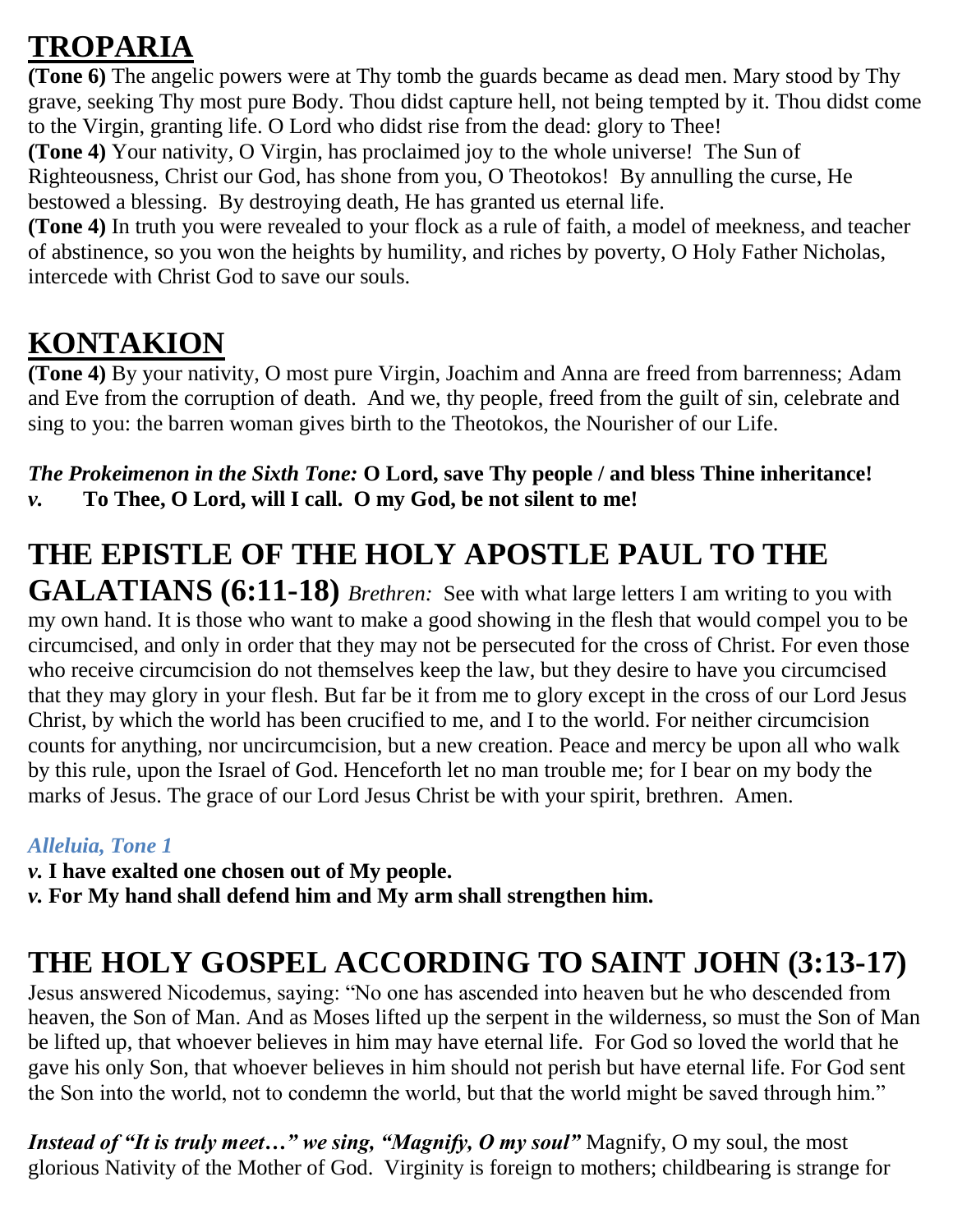## TROPARIA

**(Tone 6)** The angelic powers were at Thy tomb the guards became as dead men. Mary stood by Thy grave, seeking Thy most pure Body. Thou didst capture hell, not being tempted by it. Thou didst come to the Virgin, granting life. O Lord who didst rise from the dead: glory to Thee!

**(Tone 4)** Your nativity, O Virgin, has proclaimed joy to the whole universe! The Sun of Righteousness, Christ our God, has shone from you, O Theotokos! By annulling the curse, He bestowed a blessing. By destroying death, He has granted us eternal life.

**(Tone 4)** In truth you were revealed to your flock as a rule of faith, a model of meekness, and teacher of abstinence, so you won the heights by humility, and riches by poverty, O Holy Father Nicholas, intercede with Christ God to save our souls.

## KONTAKION

**(Tone 4)** By your nativity, O most pure Virgin, Joachim and Anna are freed from barrenness; Adam and Eve from the corruption of death. And we, thy people, freed from the guilt of sin, celebrate and sing to you: the barren woman gives birth to the Theotokos, the Nourisher of our Life.

***The Prokeimenon in the Sixth Tone:*** **O Lord, save Thy people / and bless Thine inheritance!**
***v.*** **To Thee, O Lord, will I call. O my God, be not silent to me!**

## THE EPISTLE OF THE HOLY APOSTLE PAUL TO THE GALATIANS (6:11-18)

*Brethren:* See with what large letters I am writing to you with my own hand. It is those who want to make a good showing in the flesh that would compel you to be circumcised, and only in order that they may not be persecuted for the cross of Christ. For even those who receive circumcision do not themselves keep the law, but they desire to have you circumcised that they may glory in your flesh. But far be it from me to glory except in the cross of our Lord Jesus Christ, by which the world has been crucified to me, and I to the world. For neither circumcision counts for anything, nor uncircumcision, but a new creation. Peace and mercy be upon all who walk by this rule, upon the Israel of God. Henceforth let no man trouble me; for I bear on my body the marks of Jesus. The grace of our Lord Jesus Christ be with your spirit, brethren. Amen.

***Alleluia, Tone 1***

***v.*** **I have exalted one chosen out of My people.**
***v.*** **For My hand shall defend him and My arm shall strengthen him.**

## THE HOLY GOSPEL ACCORDING TO SAINT JOHN (3:13-17)

Jesus answered Nicodemus, saying: "No one has ascended into heaven but he who descended from heaven, the Son of Man. And as Moses lifted up the serpent in the wilderness, so must the Son of Man be lifted up, that whoever believes in him may have eternal life. For God so loved the world that he gave his only Son, that whoever believes in him should not perish but have eternal life. For God sent the Son into the world, not to condemn the world, but that the world might be saved through him."

***Instead of "It is truly meet…" we sing, "Magnify, O my soul"*** Magnify, O my soul, the most glorious Nativity of the Mother of God. Virginity is foreign to mothers; childbearing is strange for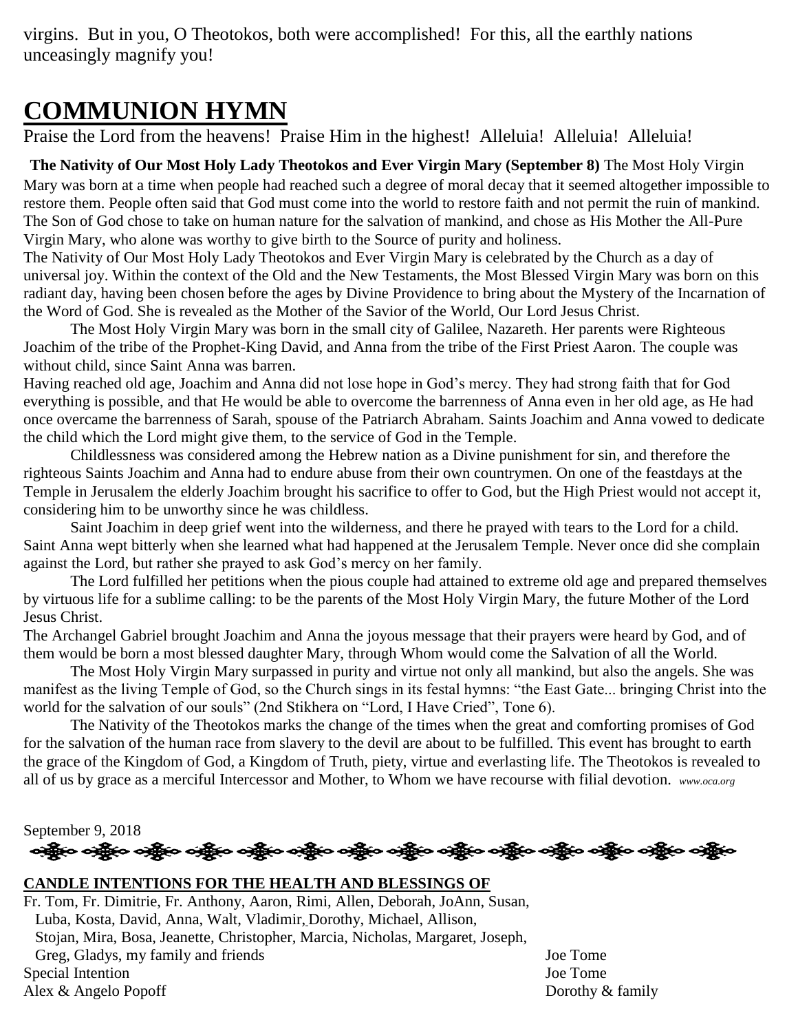virgins. But in you, O Theotokos, both were accomplished! For this, all the earthly nations unceasingly magnify you!

# COMMUNION HYMN

Praise the Lord from the heavens! Praise Him in the highest! Alleluia! Alleluia! Alleluia!

**The Nativity of Our Most Holy Lady Theotokos and Ever Virgin Mary (September 8)** The Most Holy Virgin Mary was born at a time when people had reached such a degree of moral decay that it seemed altogether impossible to restore them. People often said that God must come into the world to restore faith and not permit the ruin of mankind. The Son of God chose to take on human nature for the salvation of mankind, and chose as His Mother the All-Pure Virgin Mary, who alone was worthy to give birth to the Source of purity and holiness.

The Nativity of Our Most Holy Lady Theotokos and Ever Virgin Mary is celebrated by the Church as a day of universal joy. Within the context of the Old and the New Testaments, the Most Blessed Virgin Mary was born on this radiant day, having been chosen before the ages by Divine Providence to bring about the Mystery of the Incarnation of the Word of God. She is revealed as the Mother of the Savior of the World, Our Lord Jesus Christ.

The Most Holy Virgin Mary was born in the small city of Galilee, Nazareth. Her parents were Righteous Joachim of the tribe of the Prophet-King David, and Anna from the tribe of the First Priest Aaron. The couple was without child, since Saint Anna was barren.

Having reached old age, Joachim and Anna did not lose hope in God's mercy. They had strong faith that for God everything is possible, and that He would be able to overcome the barrenness of Anna even in her old age, as He had once overcame the barrenness of Sarah, spouse of the Patriarch Abraham. Saints Joachim and Anna vowed to dedicate the child which the Lord might give them, to the service of God in the Temple.

Childlessness was considered among the Hebrew nation as a Divine punishment for sin, and therefore the righteous Saints Joachim and Anna had to endure abuse from their own countrymen. On one of the feastdays at the Temple in Jerusalem the elderly Joachim brought his sacrifice to offer to God, but the High Priest would not accept it, considering him to be unworthy since he was childless.

Saint Joachim in deep grief went into the wilderness, and there he prayed with tears to the Lord for a child. Saint Anna wept bitterly when she learned what had happened at the Jerusalem Temple. Never once did she complain against the Lord, but rather she prayed to ask God's mercy on her family.

The Lord fulfilled her petitions when the pious couple had attained to extreme old age and prepared themselves by virtuous life for a sublime calling: to be the parents of the Most Holy Virgin Mary, the future Mother of the Lord Jesus Christ.

The Archangel Gabriel brought Joachim and Anna the joyous message that their prayers were heard by God, and of them would be born a most blessed daughter Mary, through Whom would come the Salvation of all the World.

The Most Holy Virgin Mary surpassed in purity and virtue not only all mankind, but also the angels. She was manifest as the living Temple of God, so the Church sings in its festal hymns: "the East Gate... bringing Christ into the world for the salvation of our souls" (2nd Stikhera on "Lord, I Have Cried", Tone 6).

The Nativity of the Theotokos marks the change of the times when the great and comforting promises of God for the salvation of the human race from slavery to the devil are about to be fulfilled. This event has brought to earth the grace of the Kingdom of God, a Kingdom of Truth, piety, virtue and everlasting life. The Theotokos is revealed to all of us by grace as a merciful Intercessor and Mother, to Whom we have recourse with filial devotion. *www.oca.org*

September 9, 2018

**CANDLE INTENTIONS FOR THE HEALTH AND BLESSINGS OF**

| | |
|---|---|
| Fr. Tom, Fr. Dimitrie, Fr. Anthony, Aaron, Rimi, Allen, Deborah, JoAnn, Susan, Luba, Kosta, David, Anna, Walt, Vladimir, Dorothy, Michael, Allison, Stojan, Mira, Bosa, Jeanette, Christopher, Marcia, Nicholas, Margaret, Joseph, Greg, Gladys, my family and friends | Joe Tome |
| Special Intention | Joe Tome |
| Alex & Angelo Popoff | Dorothy & family |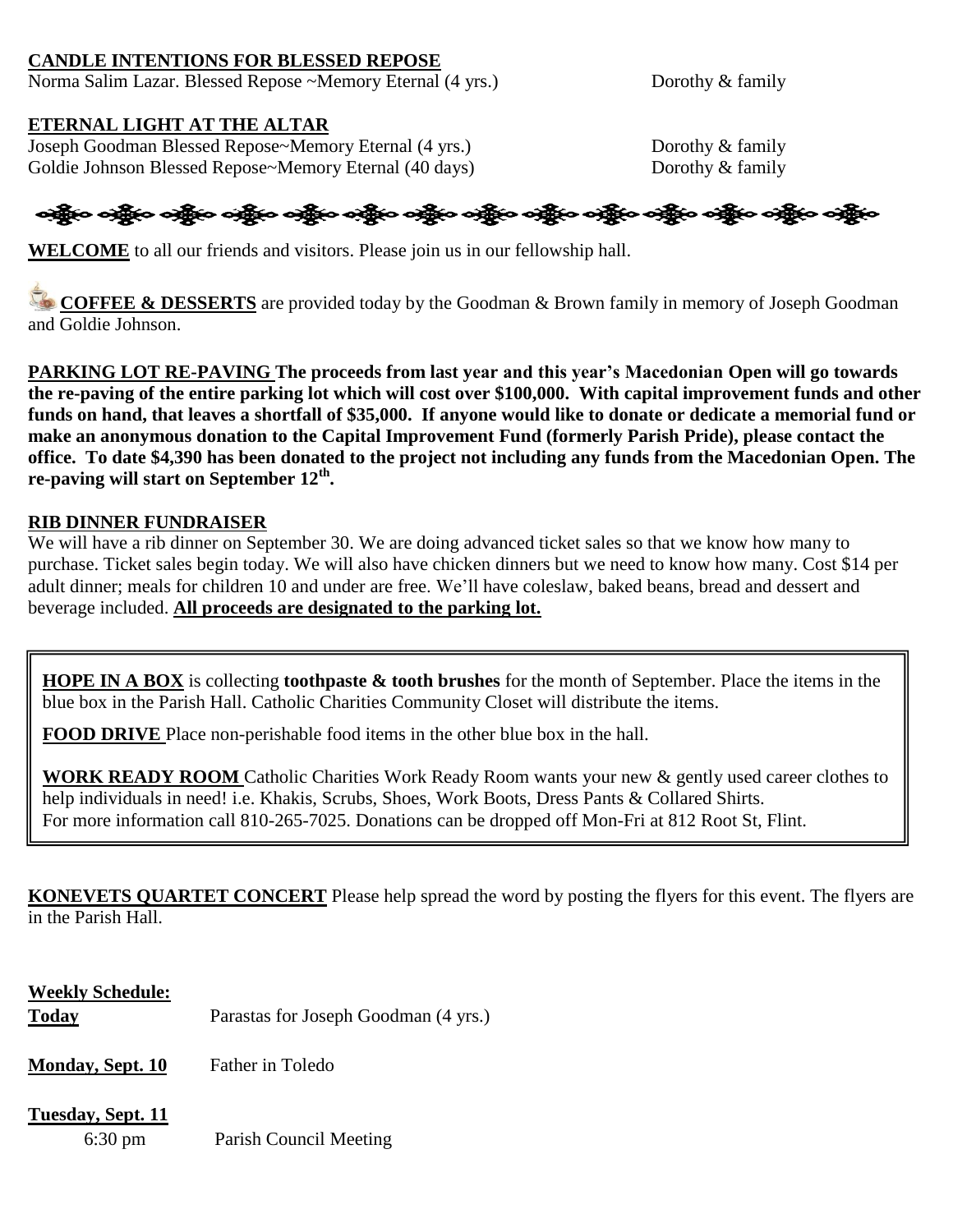**CANDLE INTENTIONS FOR BLESSED REPOSE**

Norma Salim Lazar. Blessed Repose ~Memory Eternal (4 yrs.) Dorothy & family

**ETERNAL LIGHT AT THE ALTAR**

Joseph Goodman Blessed Repose~Memory Eternal (4 yrs.) Dorothy & family

Goldie Johnson Blessed Repose~Memory Eternal (40 days) Dorothy & family

---

**WELCOME** to all our friends and visitors. Please join us in our fellowship hall.

**COFFEE & DESSERTS** are provided today by the Goodman & Brown family in memory of Joseph Goodman and Goldie Johnson.

**PARKING LOT RE-PAVING The proceeds from last year and this year's Macedonian Open will go towards the re-paving of the entire parking lot which will cost over $100,000. With capital improvement funds and other funds on hand, that leaves a shortfall of $35,000. If anyone would like to donate or dedicate a memorial fund or make an anonymous donation to the Capital Improvement Fund (formerly Parish Pride), please contact the office. To date $4,390 has been donated to the project not including any funds from the Macedonian Open. The re-paving will start on September 12th.**

**RIB DINNER FUNDRAISER**

We will have a rib dinner on September 30. We are doing advanced ticket sales so that we know how many to purchase. Ticket sales begin today. We will also have chicken dinners but we need to know how many. Cost $14 per adult dinner; meals for children 10 and under are free. We'll have coleslaw, baked beans, bread and dessert and beverage included. **All proceeds are designated to the parking lot.**

**HOPE IN A BOX** is collecting **toothpaste & tooth brushes** for the month of September. Place the items in the blue box in the Parish Hall. Catholic Charities Community Closet will distribute the items.

**FOOD DRIVE** Place non-perishable food items in the other blue box in the hall.

**WORK READY ROOM** Catholic Charities Work Ready Room wants your new & gently used career clothes to help individuals in need! i.e. Khakis, Scrubs, Shoes, Work Boots, Dress Pants & Collared Shirts.
For more information call 810-265-7025. Donations can be dropped off Mon-Fri at 812 Root St, Flint.

**KONEVETS QUARTET CONCERT** Please help spread the word by posting the flyers for this event. The flyers are in the Parish Hall.

**Weekly Schedule:**

**Today** Parastas for Joseph Goodman (4 yrs.)

**Monday, Sept. 10** Father in Toledo

**Tuesday, Sept. 11**

6:30 pm Parish Council Meeting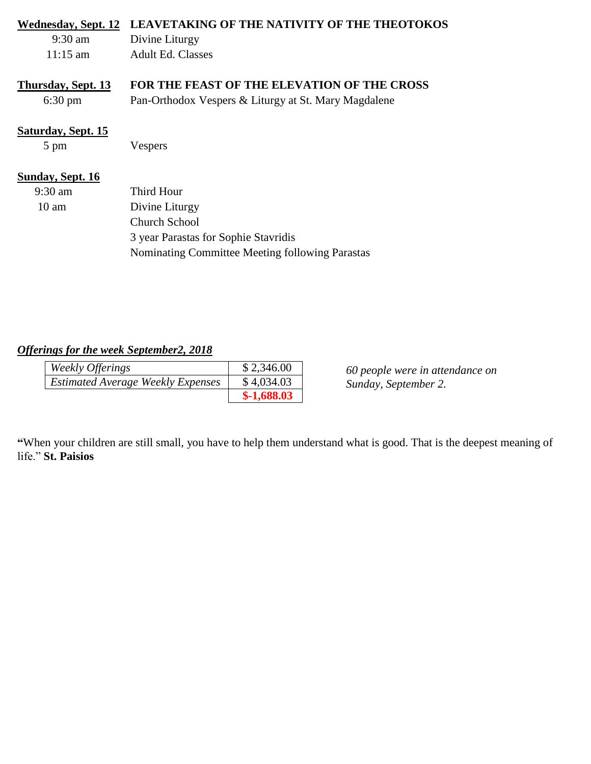**Wednesday, Sept. 12** **LEAVETAKING OF THE NATIVITY OF THE THEOTOKOS**

9:30 am Divine Liturgy

11:15 am Adult Ed. Classes

**Thursday, Sept. 13** **FOR THE FEAST OF THE ELEVATION OF THE CROSS**

6:30 pm Pan-Orthodox Vespers & Liturgy at St. Mary Magdalene

**Saturday, Sept. 15**

5 pm Vespers

**Sunday, Sept. 16**

9:30 am Third Hour

10 am Divine Liturgy

Church School

3 year Parastas for Sophie Stavridis

Nominating Committee Meeting following Parastas

***Offerings for the week September2, 2018***

| | |
|---|---|
| *Weekly Offerings* | $ 2,346.00 |
| *Estimated Average Weekly Expenses* | $ 4,034.03 |
| | **$-1,688.03** |

*60 people were in attendance on Sunday, September 2.*

**"**When your children are still small, you have to help them understand what is good. That is the deepest meaning of life." **St. Paisios**